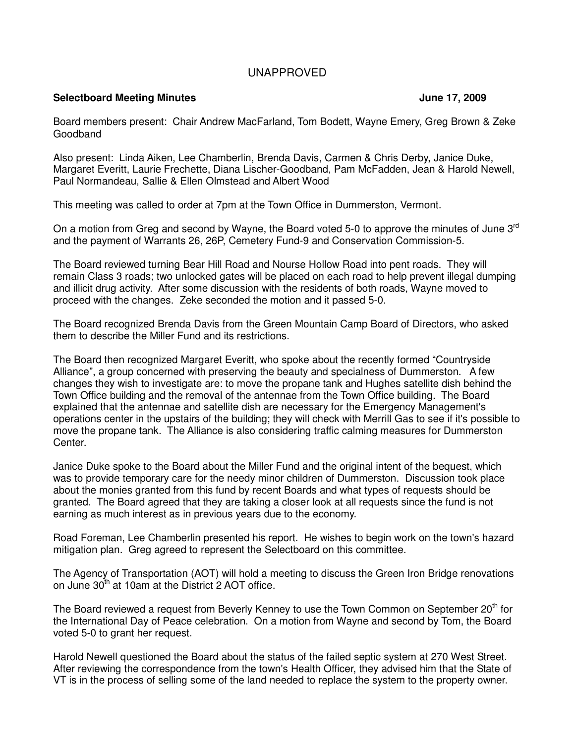UNAPPROVED

**Selectboard Meeting Minutes June 17, 2009**

Board members present: Chair Andrew MacFarland, Tom Bodett, Wayne Emery, Greg Brown & Zeke Goodband

Also present: Linda Aiken, Lee Chamberlin, Brenda Davis, Carmen & Chris Derby, Janice Duke, Margaret Everitt, Laurie Frechette, Diana Lischer-Goodband, Pam McFadden, Jean & Harold Newell, Paul Normandeau, Sallie & Ellen Olmstead and Albert Wood

This meeting was called to order at 7pm at the Town Office in Dummerston, Vermont.

On a motion from Greg and second by Wayne, the Board voted 5-0 to approve the minutes of June 3rd and the payment of Warrants 26, 26P, Cemetery Fund-9 and Conservation Commission-5.

The Board reviewed turning Bear Hill Road and Nourse Hollow Road into pent roads. They will remain Class 3 roads; two unlocked gates will be placed on each road to help prevent illegal dumping and illicit drug activity. After some discussion with the residents of both roads, Wayne moved to proceed with the changes. Zeke seconded the motion and it passed 5-0.

The Board recognized Brenda Davis from the Green Mountain Camp Board of Directors, who asked them to describe the Miller Fund and its restrictions.

The Board then recognized Margaret Everitt, who spoke about the recently formed "Countryside Alliance", a group concerned with preserving the beauty and specialness of Dummerston. A few changes they wish to investigate are: to move the propane tank and Hughes satellite dish behind the Town Office building and the removal of the antennae from the Town Office building. The Board explained that the antennae and satellite dish are necessary for the Emergency Management's operations center in the upstairs of the building; they will check with Merrill Gas to see if it's possible to move the propane tank. The Alliance is also considering traffic calming measures for Dummerston Center.

Janice Duke spoke to the Board about the Miller Fund and the original intent of the bequest, which was to provide temporary care for the needy minor children of Dummerston. Discussion took place about the monies granted from this fund by recent Boards and what types of requests should be granted. The Board agreed that they are taking a closer look at all requests since the fund is not earning as much interest as in previous years due to the economy.

Road Foreman, Lee Chamberlin presented his report. He wishes to begin work on the town's hazard mitigation plan. Greg agreed to represent the Selectboard on this committee.

The Agency of Transportation (AOT) will hold a meeting to discuss the Green Iron Bridge renovations on June 30th at 10am at the District 2 AOT office.

The Board reviewed a request from Beverly Kenney to use the Town Common on September 20th for the International Day of Peace celebration. On a motion from Wayne and second by Tom, the Board voted 5-0 to grant her request.

Harold Newell questioned the Board about the status of the failed septic system at 270 West Street. After reviewing the correspondence from the town's Health Officer, they advised him that the State of VT is in the process of selling some of the land needed to replace the system to the property owner.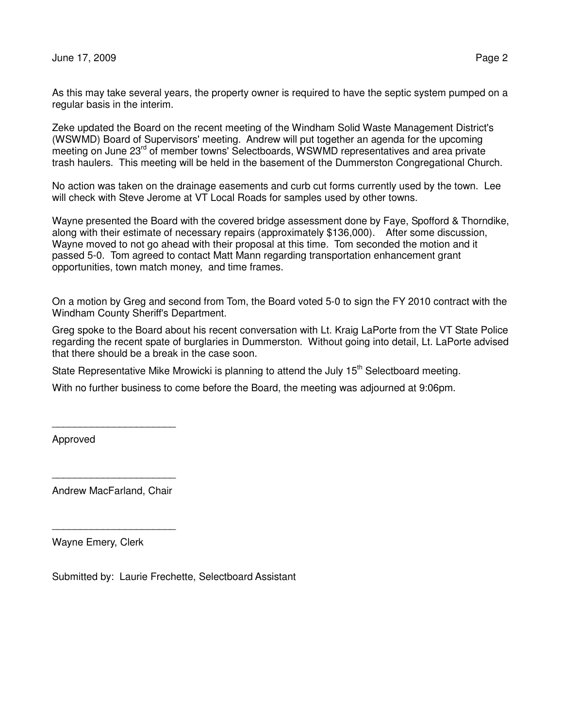As this may take several years, the property owner is required to have the septic system pumped on a regular basis in the interim.

Zeke updated the Board on the recent meeting of the Windham Solid Waste Management District's (WSWMD) Board of Supervisors' meeting. Andrew will put together an agenda for the upcoming meeting on June 23rd of member towns' Selectboards, WSWMD representatives and area private trash haulers. This meeting will be held in the basement of the Dummerston Congregational Church.

No action was taken on the drainage easements and curb cut forms currently used by the town. Lee will check with Steve Jerome at VT Local Roads for samples used by other towns.

Wayne presented the Board with the covered bridge assessment done by Faye, Spofford & Thorndike, along with their estimate of necessary repairs (approximately $136,000). After some discussion, Wayne moved to not go ahead with their proposal at this time. Tom seconded the motion and it passed 5-0. Tom agreed to contact Matt Mann regarding transportation enhancement grant opportunities, town match money, and time frames.

On a motion by Greg and second from Tom, the Board voted 5-0 to sign the FY 2010 contract with the Windham County Sheriff's Department.

Greg spoke to the Board about his recent conversation with Lt. Kraig LaPorte from the VT State Police regarding the recent spate of burglaries in Dummerston. Without going into detail, Lt. LaPorte advised that there should be a break in the case soon.

State Representative Mike Mrowicki is planning to attend the July 15th Selectboard meeting.

With no further business to come before the Board, the meeting was adjourned at 9:06pm.

\_\_\_\_\_\_\_\_\_\_\_\_\_\_\_\_\_\_\_\_\_\_

Approved

\_\_\_\_\_\_\_\_\_\_\_\_\_\_\_\_\_\_\_\_\_\_

Andrew MacFarland, Chair

\_\_\_\_\_\_\_\_\_\_\_\_\_\_\_\_\_\_\_\_\_\_

Wayne Emery, Clerk

Submitted by: Laurie Frechette, Selectboard Assistant